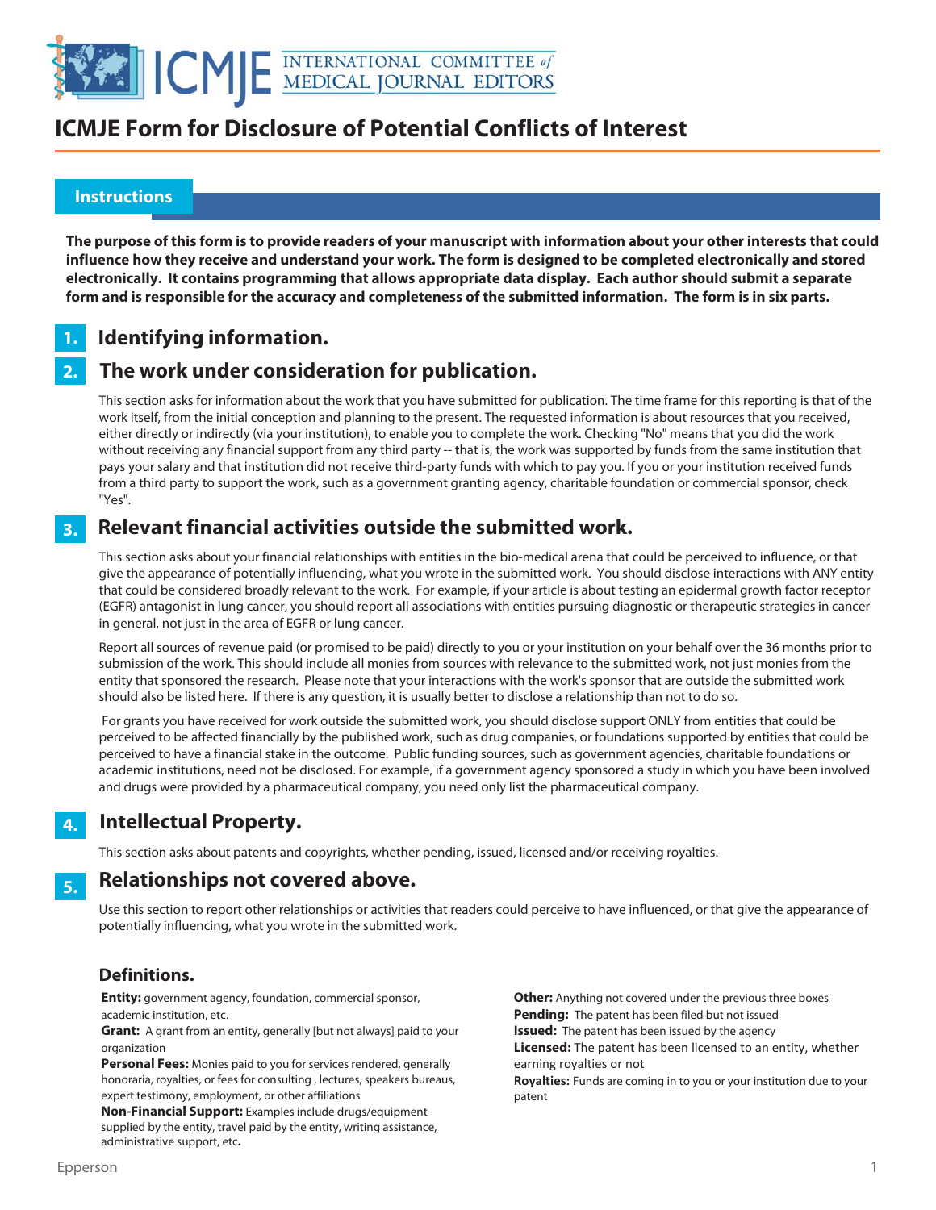# ICMJE Form for Disclosure of Potential Conflicts of Interest

## Instructions

**The purpose of this form is to provide readers of your manuscript with information about your other interests that could influence how they receive and understand your work. The form is designed to be completed electronically and stored electronically. It contains programming that allows appropriate data display. Each author should submit a separate form and is responsible for the accuracy and completeness of the submitted information. The form is in six parts.**

### 1. Identifying information.

### 2. The work under consideration for publication.

This section asks for information about the work that you have submitted for publication. The time frame for this reporting is that of the work itself, from the initial conception and planning to the present. The requested information is about resources that you received, either directly or indirectly (via your institution), to enable you to complete the work. Checking "No" means that you did the work without receiving any financial support from any third party -- that is, the work was supported by funds from the same institution that pays your salary and that institution did not receive third-party funds with which to pay you. If you or your institution received funds from a third party to support the work, such as a government granting agency, charitable foundation or commercial sponsor, check "Yes".

### 3. Relevant financial activities outside the submitted work.

This section asks about your financial relationships with entities in the bio-medical arena that could be perceived to influence, or that give the appearance of potentially influencing, what you wrote in the submitted work. You should disclose interactions with ANY entity that could be considered broadly relevant to the work. For example, if your article is about testing an epidermal growth factor receptor (EGFR) antagonist in lung cancer, you should report all associations with entities pursuing diagnostic or therapeutic strategies in cancer in general, not just in the area of EGFR or lung cancer.

Report all sources of revenue paid (or promised to be paid) directly to you or your institution on your behalf over the 36 months prior to submission of the work. This should include all monies from sources with relevance to the submitted work, not just monies from the entity that sponsored the research. Please note that your interactions with the work's sponsor that are outside the submitted work should also be listed here. If there is any question, it is usually better to disclose a relationship than not to do so.

For grants you have received for work outside the submitted work, you should disclose support ONLY from entities that could be perceived to be affected financially by the published work, such as drug companies, or foundations supported by entities that could be perceived to have a financial stake in the outcome. Public funding sources, such as government agencies, charitable foundations or academic institutions, need not be disclosed. For example, if a government agency sponsored a study in which you have been involved and drugs were provided by a pharmaceutical company, you need only list the pharmaceutical company.

### 4. Intellectual Property.

This section asks about patents and copyrights, whether pending, issued, licensed and/or receiving royalties.

### 5. Relationships not covered above.

Use this section to report other relationships or activities that readers could perceive to have influenced, or that give the appearance of potentially influencing, what you wrote in the submitted work.

### Definitions.

**Entity:** government agency, foundation, commercial sponsor, academic institution, etc.

**Grant:** A grant from an entity, generally [but not always] paid to your organization

**Personal Fees:** Monies paid to you for services rendered, generally honoraria, royalties, or fees for consulting , lectures, speakers bureaus, expert testimony, employment, or other affiliations

**Non-Financial Support:** Examples include drugs/equipment supplied by the entity, travel paid by the entity, writing assistance, administrative support, etc**.**

**Other:** Anything not covered under the previous three boxes

**Pending:** The patent has been filed but not issued

**Issued:** The patent has been issued by the agency

**Licensed:** The patent has been licensed to an entity, whether earning royalties or not

**Royalties:** Funds are coming in to you or your institution due to your patent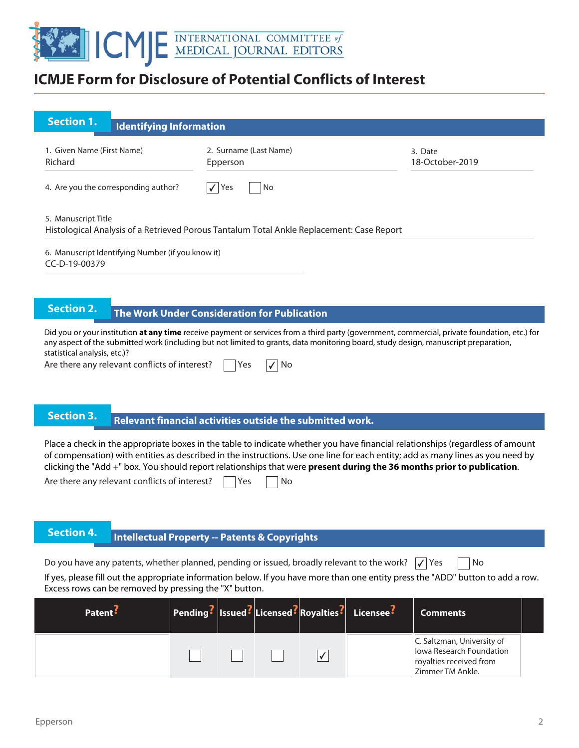# ICMJE Form for Disclosure of Potential Conflicts of Interest

## Section 1. Identifying Information

1. Given Name (First Name)
Richard

2. Surname (Last Name)
Epperson

3. Date
18-October-2019

4. Are you the corresponding author? ☑ Yes ☐ No

5. Manuscript Title
Histological Analysis of a Retrieved Porous Tantalum Total Ankle Replacement: Case Report

6. Manuscript Identifying Number (if you know it)
CC-D-19-00379

## Section 2. The Work Under Consideration for Publication

Did you or your institution **at any time** receive payment or services from a third party (government, commercial, private foundation, etc.) for any aspect of the submitted work (including but not limited to grants, data monitoring board, study design, manuscript preparation, statistical analysis, etc.)?

Are there any relevant conflicts of interest? ☐ Yes ☑ No

## Section 3. Relevant financial activities outside the submitted work.

Place a check in the appropriate boxes in the table to indicate whether you have financial relationships (regardless of amount of compensation) with entities as described in the instructions. Use one line for each entity; add as many lines as you need by clicking the "Add +" box. You should report relationships that were **present during the 36 months prior to publication**.

Are there any relevant conflicts of interest? ☐ Yes ☐ No

## Section 4. Intellectual Property -- Patents & Copyrights

Do you have any patents, whether planned, pending or issued, broadly relevant to the work? ☑ Yes ☐ No

If yes, please fill out the appropriate information below. If you have more than one entity press the "ADD" button to add a row. Excess rows can be removed by pressing the "X" button.

| Patent | Pending | Issued | Licensed | Royalties | Licensee | Comments |
|---|---|---|---|---|---|---|
| | ☐ | ☐ | ☐ | ☑ | | C. Saltzman, University of Iowa Research Foundation royalties received from Zimmer TM Ankle. |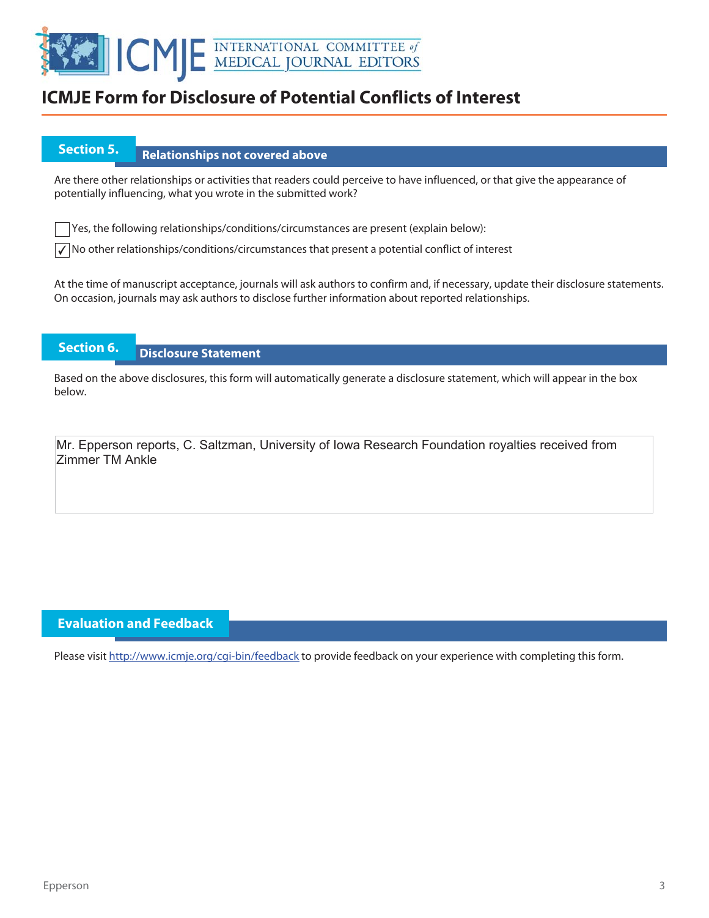# ICMJE Form for Disclosure of Potential Conflicts of Interest

## Section 5. Relationships not covered above

Are there other relationships or activities that readers could perceive to have influenced, or that give the appearance of potentially influencing, what you wrote in the submitted work?

☐ Yes, the following relationships/conditions/circumstances are present (explain below):

☑ No other relationships/conditions/circumstances that present a potential conflict of interest

At the time of manuscript acceptance, journals will ask authors to confirm and, if necessary, update their disclosure statements. On occasion, journals may ask authors to disclose further information about reported relationships.

## Section 6. Disclosure Statement

Based on the above disclosures, this form will automatically generate a disclosure statement, which will appear in the box below.

> Mr. Epperson reports, C. Saltzman, University of Iowa Research Foundation royalties received from Zimmer TM Ankle

## Evaluation and Feedback

Please visit http://www.icmje.org/cgi-bin/feedback to provide feedback on your experience with completing this form.